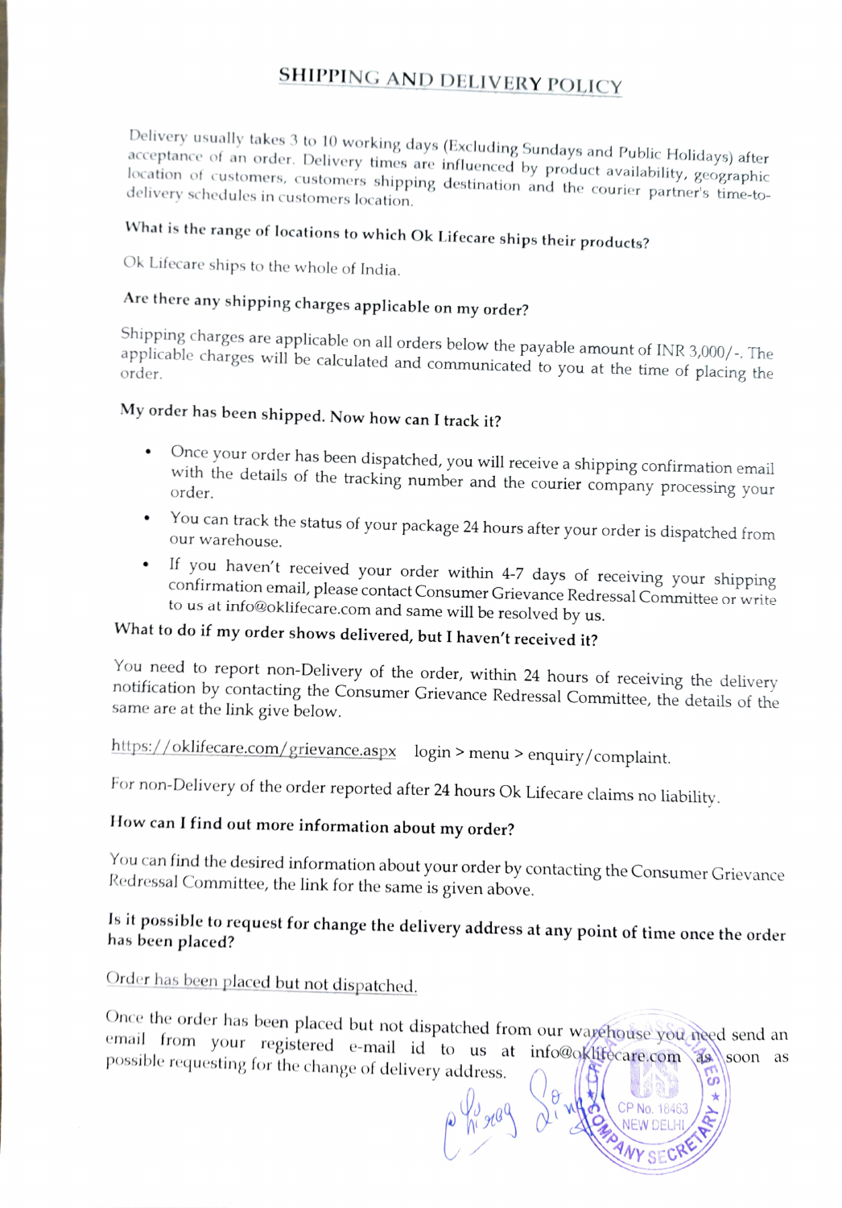# SHIPPING AND DELIVERY POLICY

Delivery usually takes 3 to 10 working days (Excluding Sundays and Public Holidays) after acceptance of an order. Delivery times are influenced by product availability, geographic location of customers, customers shipping destination and the courier partner's time-to-delivery schedules in customers location.

### What is the range of locations to which Ok Lifecare ships their products?

Ok Lifecare ships to the whole of India.

### Are there any shipping charges applicable on my order?

Shipping charges are applicable on all orders below the payable amount of INR 3,000/-. The applicable charges will be calculated and communicated to you at the time of placing the order.

### My order has been shipped. Now how can I track it?

- Once your order has been dispatched, you will receive a shipping confirmation email with the details of the tracking number and the courier company processing your order.
- You can track the status of your package 24 hours after your order is dispatched from our warehouse.
- If you haven't received your order within 4-7 days of receiving your shipping confirmation email, please contact Consumer Grievance Redressal Committee or write to us at info@oklifecare.com and same will be resolved by us.

### What to do if my order shows delivered, but I haven't received it?

You need to report non-Delivery of the order, within 24 hours of receiving the delivery notification by contacting the Consumer Grievance Redressal Committee, the details of the same are at the link give below.

https://oklifecare.com/grievance.aspx login > menu > enquiry/complaint.

For non-Delivery of the order reported after 24 hours Ok Lifecare claims no liability.

### How can I find out more information about my order?

You can find the desired information about your order by contacting the Consumer Grievance Redressal Committee, the link for the same is given above.

### Is it possible to request for change the delivery address at any point of time once the order has been placed?

Order has been placed but not dispatched.

Once the order has been placed but not dispatched from our warehouse you need send an email from your registered e-mail id to us at info@oklifecare.com as soon as possible requesting for the change of delivery address.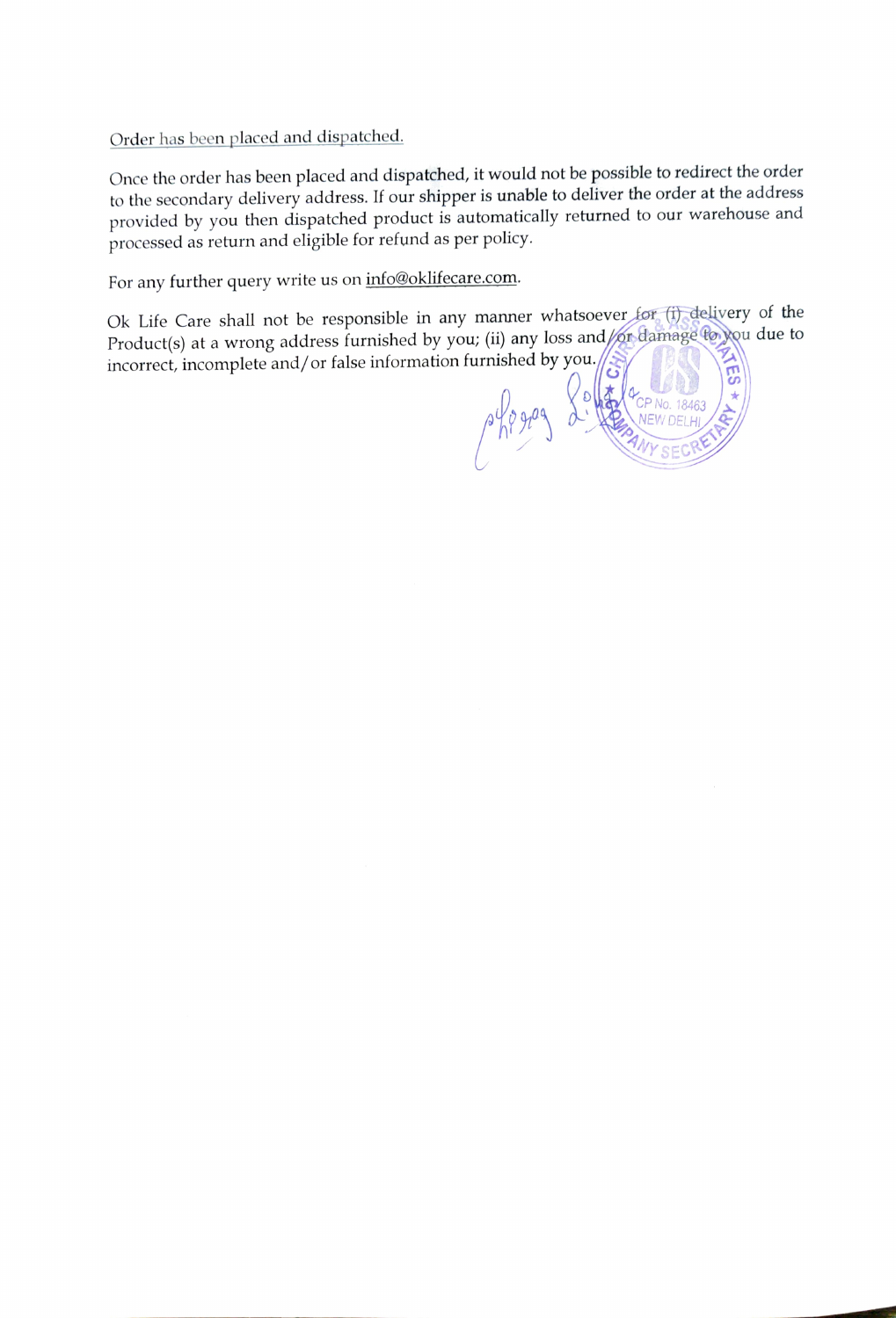Order has been placed and dispatched.

Once the order has been placed and dispatched, it would not be possible to redirect the order to the secondary delivery address. If our shipper is unable to deliver the order at the address provided by you then dispatched product is automatically returned to our warehouse and processed as return and eligible for refund as per policy.

For any further query write us on info@oklifecare.com.

Ok Life Care shall not be responsible in any manner whatsoever for (i) delivery of the Product(s) at a wrong address furnished by you; (ii) any loss and/or damage to you due to incorrect, incomplete and/or false information furnished by you.